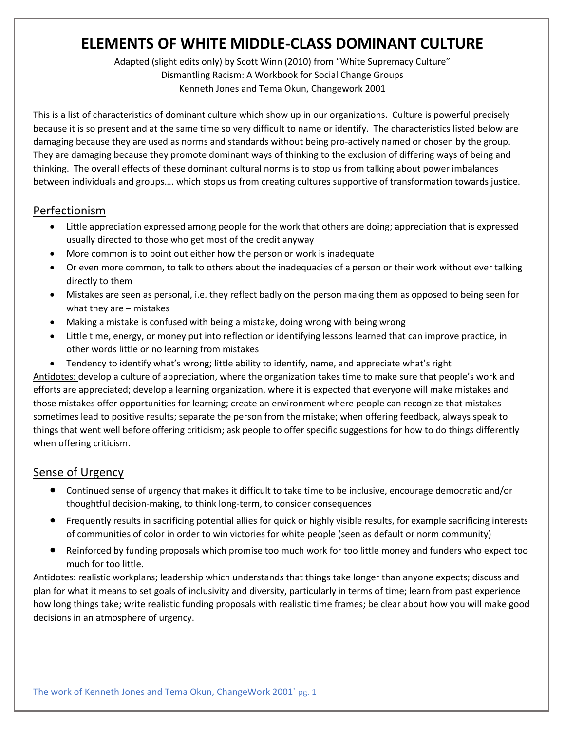# ELEMENTS OF WHITE MIDDLE-CLASS DOMINANT CULTURE

Adapted (slight edits only) by Scott Winn (2010) from "White Supremacy Culture"
Dismantling Racism: A Workbook for Social Change Groups
Kenneth Jones and Tema Okun, Changework 2001

This is a list of characteristics of dominant culture which show up in our organizations. Culture is powerful precisely because it is so present and at the same time so very difficult to name or identify. The characteristics listed below are damaging because they are used as norms and standards without being pro-actively named or chosen by the group. They are damaging because they promote dominant ways of thinking to the exclusion of differing ways of being and thinking. The overall effects of these dominant cultural norms is to stop us from talking about power imbalances between individuals and groups…. which stops us from creating cultures supportive of transformation towards justice.

## Perfectionism

- Little appreciation expressed among people for the work that others are doing; appreciation that is expressed usually directed to those who get most of the credit anyway
- More common is to point out either how the person or work is inadequate
- Or even more common, to talk to others about the inadequacies of a person or their work without ever talking directly to them
- Mistakes are seen as personal, i.e. they reflect badly on the person making them as opposed to being seen for what they are – mistakes
- Making a mistake is confused with being a mistake, doing wrong with being wrong
- Little time, energy, or money put into reflection or identifying lessons learned that can improve practice, in other words little or no learning from mistakes
- Tendency to identify what's wrong; little ability to identify, name, and appreciate what's right

Antidotes: develop a culture of appreciation, where the organization takes time to make sure that people's work and efforts are appreciated; develop a learning organization, where it is expected that everyone will make mistakes and those mistakes offer opportunities for learning; create an environment where people can recognize that mistakes sometimes lead to positive results; separate the person from the mistake; when offering feedback, always speak to things that went well before offering criticism; ask people to offer specific suggestions for how to do things differently when offering criticism.

## Sense of Urgency

- Continued sense of urgency that makes it difficult to take time to be inclusive, encourage democratic and/or thoughtful decision-making, to think long-term, to consider consequences
- Frequently results in sacrificing potential allies for quick or highly visible results, for example sacrificing interests of communities of color in order to win victories for white people (seen as default or norm community)
- Reinforced by funding proposals which promise too much work for too little money and funders who expect too much for too little.

Antidotes: realistic workplans; leadership which understands that things take longer than anyone expects; discuss and plan for what it means to set goals of inclusivity and diversity, particularly in terms of time; learn from past experience how long things take; write realistic funding proposals with realistic time frames; be clear about how you will make good decisions in an atmosphere of urgency.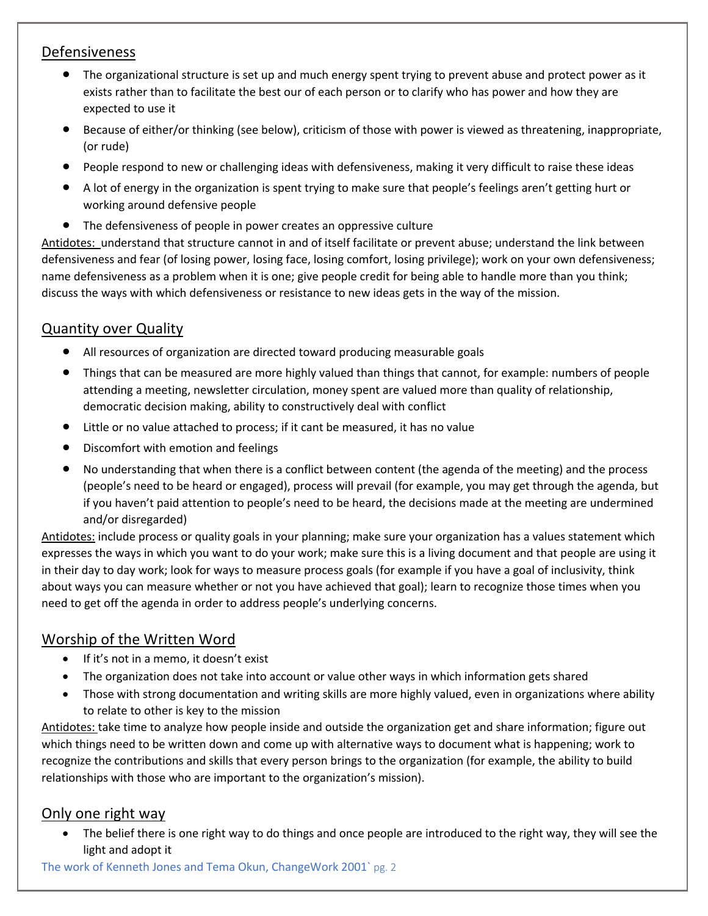## Defensiveness

- The organizational structure is set up and much energy spent trying to prevent abuse and protect power as it exists rather than to facilitate the best our of each person or to clarify who has power and how they are expected to use it
- Because of either/or thinking (see below), criticism of those with power is viewed as threatening, inappropriate, (or rude)
- People respond to new or challenging ideas with defensiveness, making it very difficult to raise these ideas
- A lot of energy in the organization is spent trying to make sure that people's feelings aren't getting hurt or working around defensive people
- The defensiveness of people in power creates an oppressive culture

Antidotes: understand that structure cannot in and of itself facilitate or prevent abuse; understand the link between defensiveness and fear (of losing power, losing face, losing comfort, losing privilege); work on your own defensiveness; name defensiveness as a problem when it is one; give people credit for being able to handle more than you think; discuss the ways with which defensiveness or resistance to new ideas gets in the way of the mission.

## Quantity over Quality

- All resources of organization are directed toward producing measurable goals
- Things that can be measured are more highly valued than things that cannot, for example: numbers of people attending a meeting, newsletter circulation, money spent are valued more than quality of relationship, democratic decision making, ability to constructively deal with conflict
- Little or no value attached to process; if it cant be measured, it has no value
- Discomfort with emotion and feelings
- No understanding that when there is a conflict between content (the agenda of the meeting) and the process (people's need to be heard or engaged), process will prevail (for example, you may get through the agenda, but if you haven't paid attention to people's need to be heard, the decisions made at the meeting are undermined and/or disregarded)

Antidotes: include process or quality goals in your planning; make sure your organization has a values statement which expresses the ways in which you want to do your work; make sure this is a living document and that people are using it in their day to day work; look for ways to measure process goals (for example if you have a goal of inclusivity, think about ways you can measure whether or not you have achieved that goal); learn to recognize those times when you need to get off the agenda in order to address people's underlying concerns.

## Worship of the Written Word

- If it's not in a memo, it doesn't exist
- The organization does not take into account or value other ways in which information gets shared
- Those with strong documentation and writing skills are more highly valued, even in organizations where ability to relate to other is key to the mission

Antidotes: take time to analyze how people inside and outside the organization get and share information; figure out which things need to be written down and come up with alternative ways to document what is happening; work to recognize the contributions and skills that every person brings to the organization (for example, the ability to build relationships with those who are important to the organization's mission).

## Only one right way

- The belief there is one right way to do things and once people are introduced to the right way, they will see the light and adopt it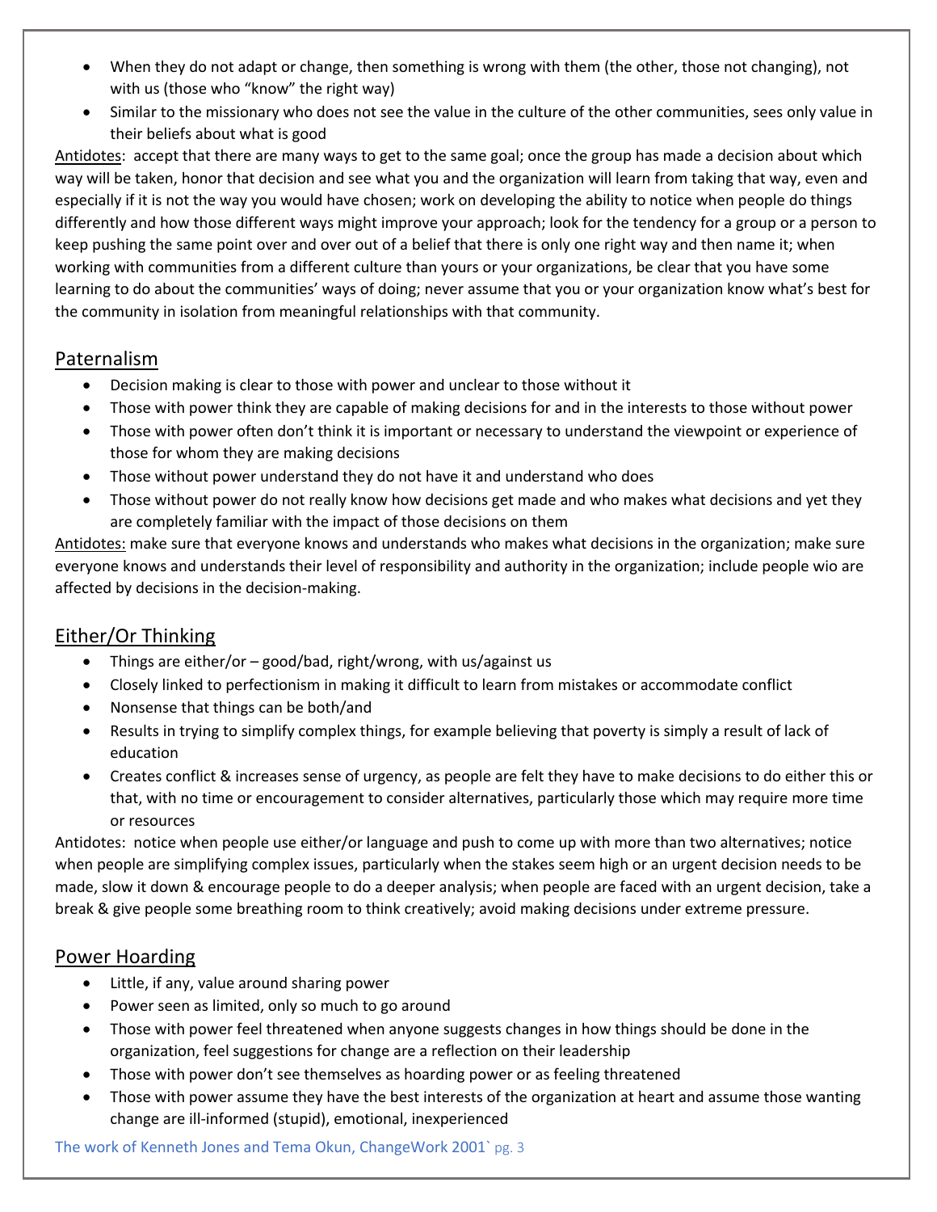- When they do not adapt or change, then something is wrong with them (the other, those not changing), not with us (those who "know" the right way)
- Similar to the missionary who does not see the value in the culture of the other communities, sees only value in their beliefs about what is good

Antidotes: accept that there are many ways to get to the same goal; once the group has made a decision about which way will be taken, honor that decision and see what you and the organization will learn from taking that way, even and especially if it is not the way you would have chosen; work on developing the ability to notice when people do things differently and how those different ways might improve your approach; look for the tendency for a group or a person to keep pushing the same point over and over out of a belief that there is only one right way and then name it; when working with communities from a different culture than yours or your organizations, be clear that you have some learning to do about the communities' ways of doing; never assume that you or your organization know what's best for the community in isolation from meaningful relationships with that community.

## Paternalism

- Decision making is clear to those with power and unclear to those without it
- Those with power think they are capable of making decisions for and in the interests to those without power
- Those with power often don't think it is important or necessary to understand the viewpoint or experience of those for whom they are making decisions
- Those without power understand they do not have it and understand who does
- Those without power do not really know how decisions get made and who makes what decisions and yet they are completely familiar with the impact of those decisions on them

Antidotes: make sure that everyone knows and understands who makes what decisions in the organization; make sure everyone knows and understands their level of responsibility and authority in the organization; include people wio are affected by decisions in the decision-making.

## Either/Or Thinking

- Things are either/or – good/bad, right/wrong, with us/against us
- Closely linked to perfectionism in making it difficult to learn from mistakes or accommodate conflict
- Nonsense that things can be both/and
- Results in trying to simplify complex things, for example believing that poverty is simply a result of lack of education
- Creates conflict & increases sense of urgency, as people are felt they have to make decisions to do either this or that, with no time or encouragement to consider alternatives, particularly those which may require more time or resources

Antidotes: notice when people use either/or language and push to come up with more than two alternatives; notice when people are simplifying complex issues, particularly when the stakes seem high or an urgent decision needs to be made, slow it down & encourage people to do a deeper analysis; when people are faced with an urgent decision, take a break & give people some breathing room to think creatively; avoid making decisions under extreme pressure.

## Power Hoarding

- Little, if any, value around sharing power
- Power seen as limited, only so much to go around
- Those with power feel threatened when anyone suggests changes in how things should be done in the organization, feel suggestions for change are a reflection on their leadership
- Those with power don't see themselves as hoarding power or as feeling threatened
- Those with power assume they have the best interests of the organization at heart and assume those wanting change are ill-informed (stupid), emotional, inexperienced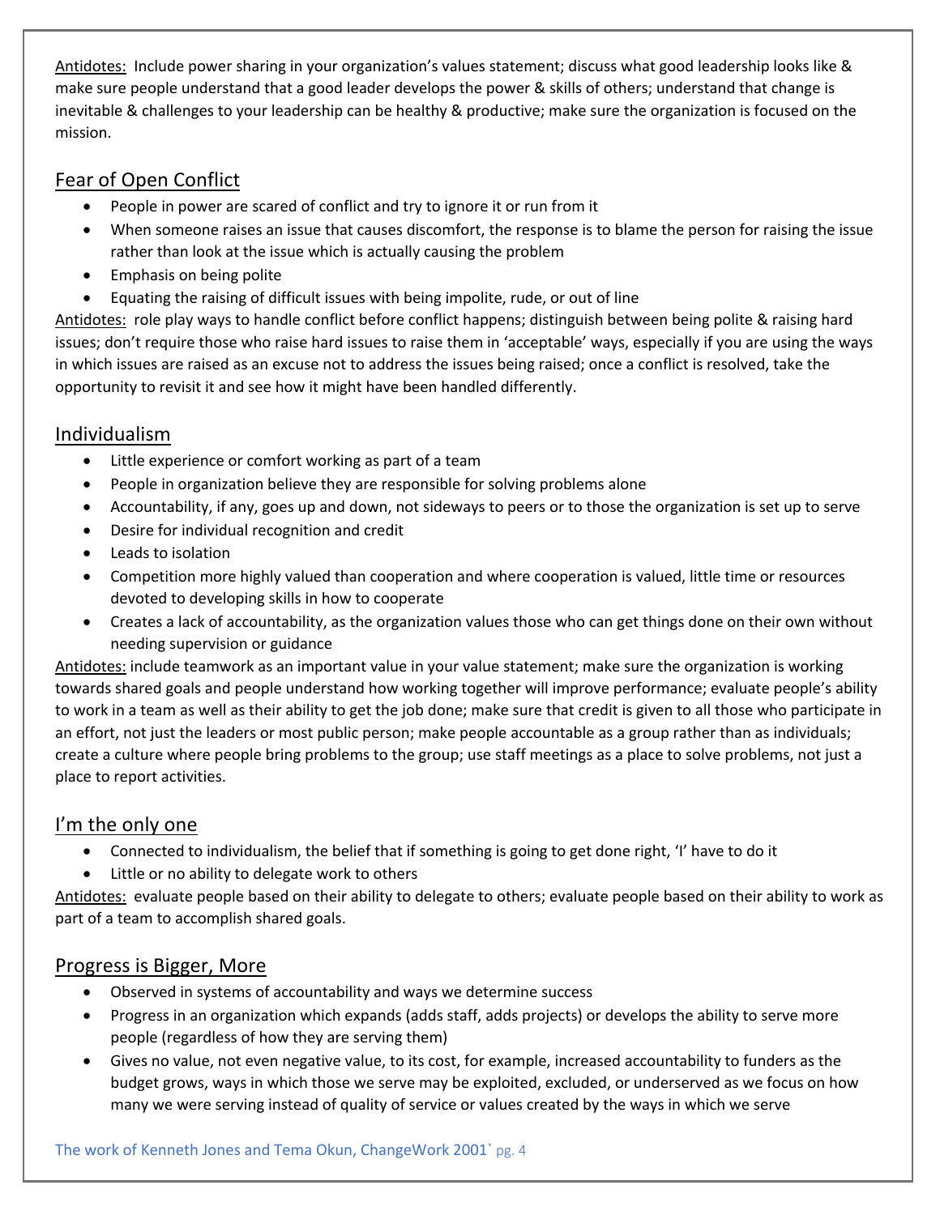Antidotes: Include power sharing in your organization's values statement; discuss what good leadership looks like & make sure people understand that a good leader develops the power & skills of others; understand that change is inevitable & challenges to your leadership can be healthy & productive; make sure the organization is focused on the mission.

## Fear of Open Conflict

- People in power are scared of conflict and try to ignore it or run from it
- When someone raises an issue that causes discomfort, the response is to blame the person for raising the issue rather than look at the issue which is actually causing the problem
- Emphasis on being polite
- Equating the raising of difficult issues with being impolite, rude, or out of line

Antidotes: role play ways to handle conflict before conflict happens; distinguish between being polite & raising hard issues; don't require those who raise hard issues to raise them in 'acceptable' ways, especially if you are using the ways in which issues are raised as an excuse not to address the issues being raised; once a conflict is resolved, take the opportunity to revisit it and see how it might have been handled differently.

## Individualism

- Little experience or comfort working as part of a team
- People in organization believe they are responsible for solving problems alone
- Accountability, if any, goes up and down, not sideways to peers or to those the organization is set up to serve
- Desire for individual recognition and credit
- Leads to isolation
- Competition more highly valued than cooperation and where cooperation is valued, little time or resources devoted to developing skills in how to cooperate
- Creates a lack of accountability, as the organization values those who can get things done on their own without needing supervision or guidance

Antidotes: include teamwork as an important value in your value statement; make sure the organization is working towards shared goals and people understand how working together will improve performance; evaluate people's ability to work in a team as well as their ability to get the job done; make sure that credit is given to all those who participate in an effort, not just the leaders or most public person; make people accountable as a group rather than as individuals; create a culture where people bring problems to the group; use staff meetings as a place to solve problems, not just a place to report activities.

## I'm the only one

- Connected to individualism, the belief that if something is going to get done right, 'I' have to do it
- Little or no ability to delegate work to others

Antidotes: evaluate people based on their ability to delegate to others; evaluate people based on their ability to work as part of a team to accomplish shared goals.

## Progress is Bigger, More

- Observed in systems of accountability and ways we determine success
- Progress in an organization which expands (adds staff, adds projects) or develops the ability to serve more people (regardless of how they are serving them)
- Gives no value, not even negative value, to its cost, for example, increased accountability to funders as the budget grows, ways in which those we serve may be exploited, excluded, or underserved as we focus on how many we were serving instead of quality of service or values created by the ways in which we serve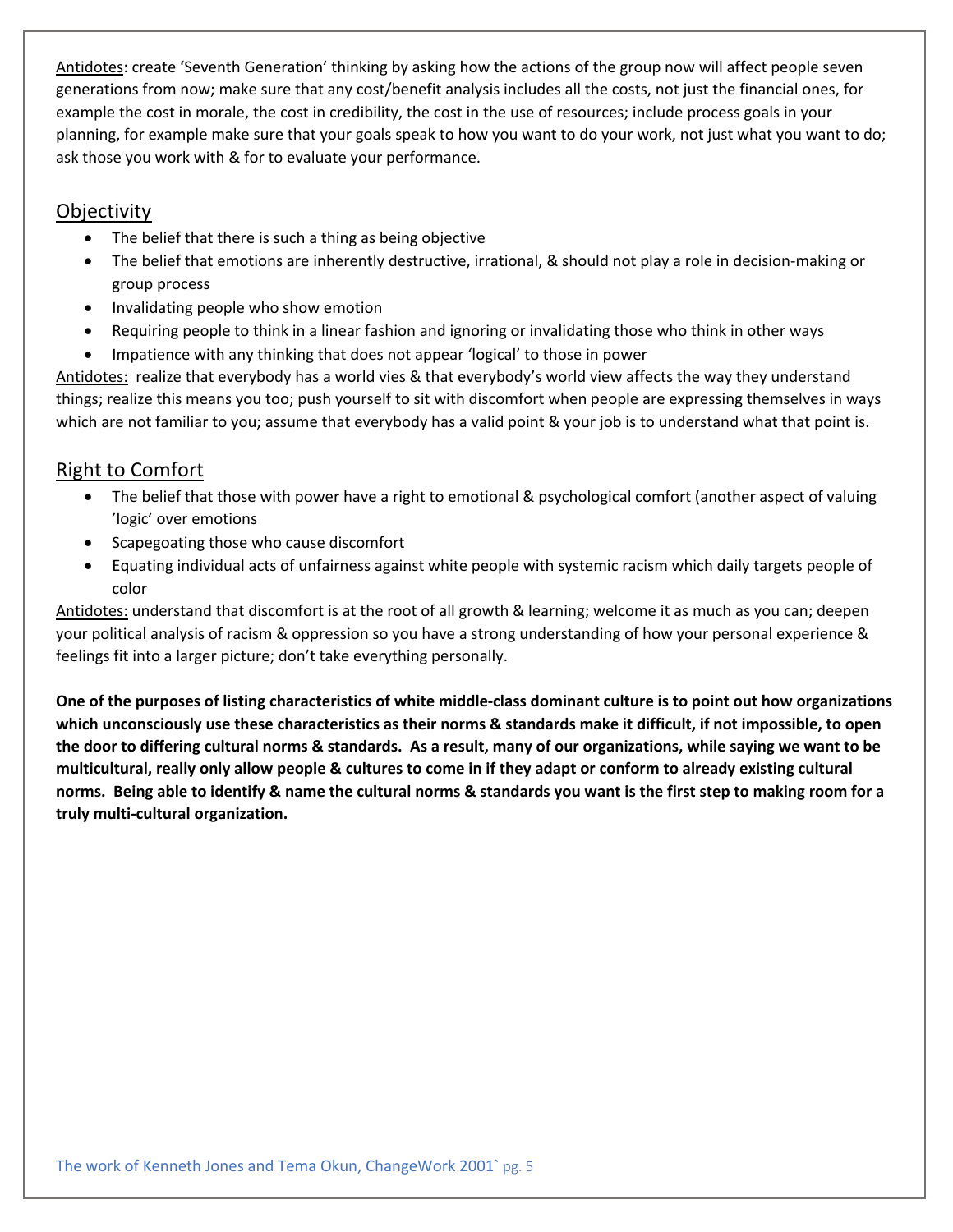Antidotes: create 'Seventh Generation' thinking by asking how the actions of the group now will affect people seven generations from now; make sure that any cost/benefit analysis includes all the costs, not just the financial ones, for example the cost in morale, the cost in credibility, the cost in the use of resources; include process goals in your planning, for example make sure that your goals speak to how you want to do your work, not just what you want to do; ask those you work with & for to evaluate your performance.

## Objectivity

- The belief that there is such a thing as being objective
- The belief that emotions are inherently destructive, irrational, & should not play a role in decision-making or group process
- Invalidating people who show emotion
- Requiring people to think in a linear fashion and ignoring or invalidating those who think in other ways
- Impatience with any thinking that does not appear 'logical' to those in power

Antidotes: realize that everybody has a world vies & that everybody's world view affects the way they understand things; realize this means you too; push yourself to sit with discomfort when people are expressing themselves in ways which are not familiar to you; assume that everybody has a valid point & your job is to understand what that point is.

## Right to Comfort

- The belief that those with power have a right to emotional & psychological comfort (another aspect of valuing 'logic' over emotions
- Scapegoating those who cause discomfort
- Equating individual acts of unfairness against white people with systemic racism which daily targets people of color

Antidotes: understand that discomfort is at the root of all growth & learning; welcome it as much as you can; deepen your political analysis of racism & oppression so you have a strong understanding of how your personal experience & feelings fit into a larger picture; don't take everything personally.

**One of the purposes of listing characteristics of white middle-class dominant culture is to point out how organizations which unconsciously use these characteristics as their norms & standards make it difficult, if not impossible, to open the door to differing cultural norms & standards. As a result, many of our organizations, while saying we want to be multicultural, really only allow people & cultures to come in if they adapt or conform to already existing cultural norms. Being able to identify & name the cultural norms & standards you want is the first step to making room for a truly multi-cultural organization.**